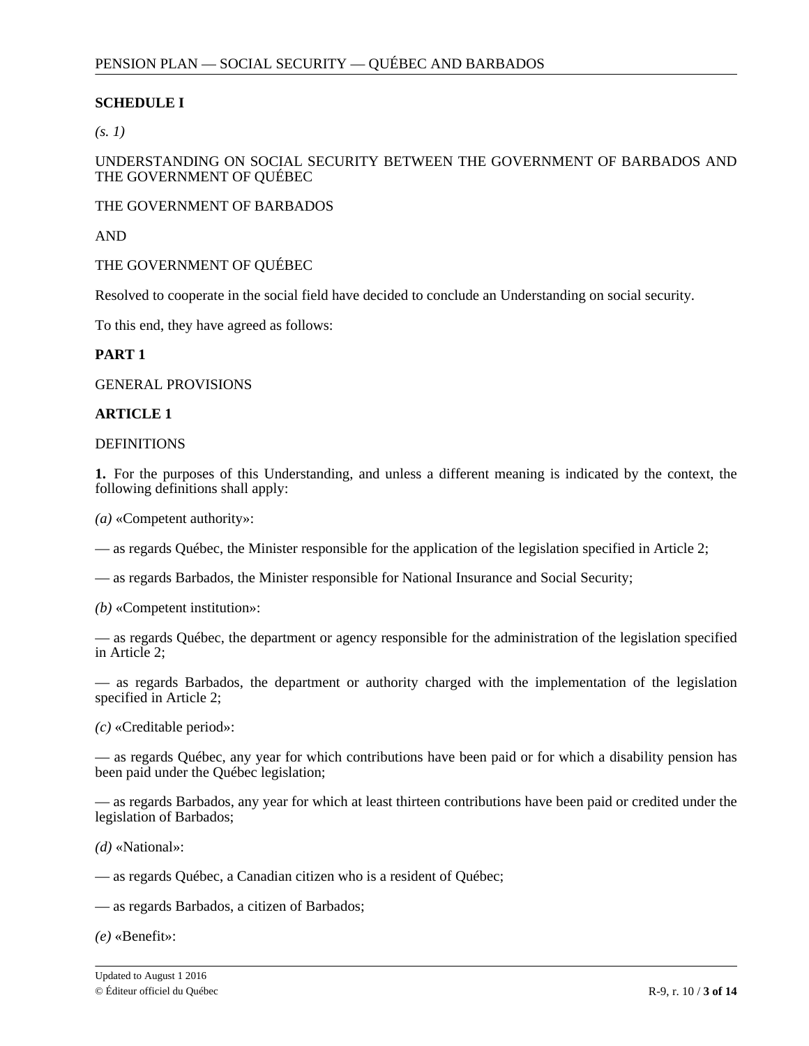## SCHEDULE I

*(s. 1)*

UNDERSTANDING ON SOCIAL SECURITY BETWEEN THE GOVERNMENT OF BARBADOS AND THE GOVERNMENT OF QUÉBEC

THE GOVERNMENT OF BARBADOS

AND

THE GOVERNMENT OF QUÉBEC

Resolved to cooperate in the social field have decided to conclude an Understanding on social security.

To this end, they have agreed as follows:

### PART 1

GENERAL PROVISIONS

#### ARTICLE 1

DEFINITIONS

**1.** For the purposes of this Understanding, and unless a different meaning is indicated by the context, the following definitions shall apply:

*(a)* «Competent authority»:

— as regards Québec, the Minister responsible for the application of the legislation specified in Article 2;

— as regards Barbados, the Minister responsible for National Insurance and Social Security;

*(b)* «Competent institution»:

— as regards Québec, the department or agency responsible for the administration of the legislation specified in Article 2;

— as regards Barbados, the department or authority charged with the implementation of the legislation specified in Article 2;

*(c)* «Creditable period»:

— as regards Québec, any year for which contributions have been paid or for which a disability pension has been paid under the Québec legislation;

— as regards Barbados, any year for which at least thirteen contributions have been paid or credited under the legislation of Barbados;

*(d)* «National»:

— as regards Québec, a Canadian citizen who is a resident of Québec;

— as regards Barbados, a citizen of Barbados;

*(e)* «Benefit»: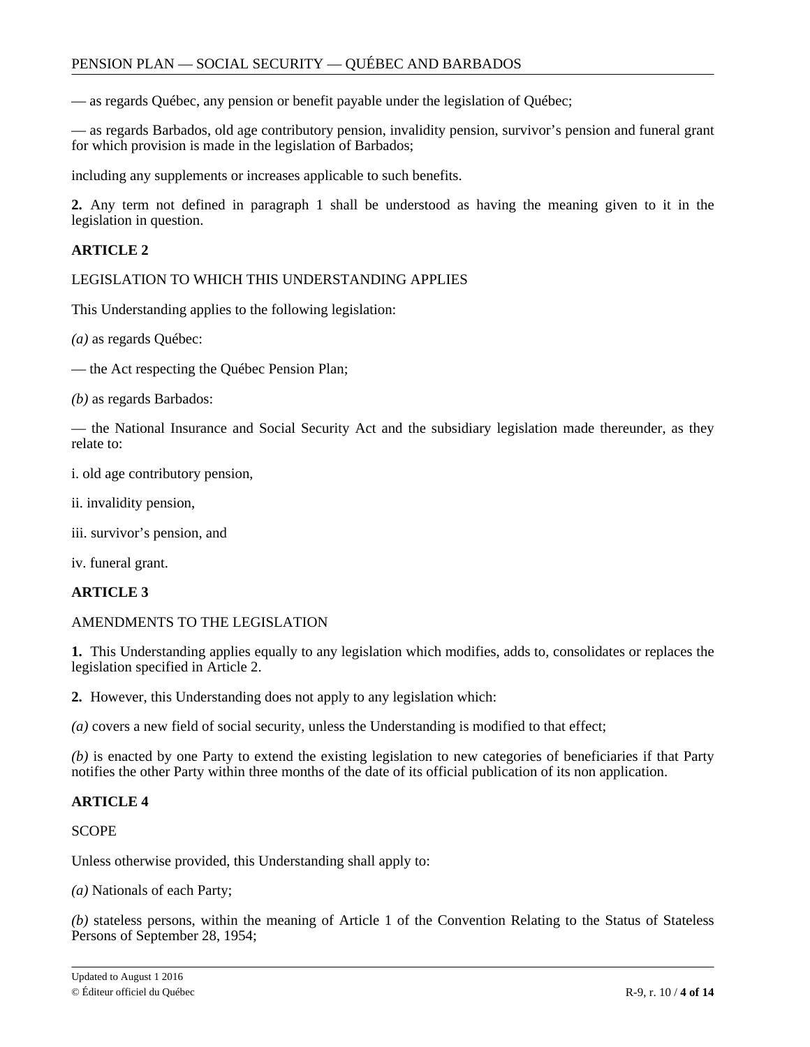— as regards Québec, any pension or benefit payable under the legislation of Québec;

— as regards Barbados, old age contributory pension, invalidity pension, survivor's pension and funeral grant for which provision is made in the legislation of Barbados;

including any supplements or increases applicable to such benefits.

**2.** Any term not defined in paragraph 1 shall be understood as having the meaning given to it in the legislation in question.

**ARTICLE 2**

LEGISLATION TO WHICH THIS UNDERSTANDING APPLIES

This Understanding applies to the following legislation:

*(a)* as regards Québec:

— the Act respecting the Québec Pension Plan;

*(b)* as regards Barbados:

— the National Insurance and Social Security Act and the subsidiary legislation made thereunder, as they relate to:

i. old age contributory pension,

ii. invalidity pension,

iii. survivor's pension, and

iv. funeral grant.

**ARTICLE 3**

AMENDMENTS TO THE LEGISLATION

**1.** This Understanding applies equally to any legislation which modifies, adds to, consolidates or replaces the legislation specified in Article 2.

**2.** However, this Understanding does not apply to any legislation which:

*(a)* covers a new field of social security, unless the Understanding is modified to that effect;

*(b)* is enacted by one Party to extend the existing legislation to new categories of beneficiaries if that Party notifies the other Party within three months of the date of its official publication of its non application.

**ARTICLE 4**

SCOPE

Unless otherwise provided, this Understanding shall apply to:

*(a)* Nationals of each Party;

*(b)* stateless persons, within the meaning of Article 1 of the Convention Relating to the Status of Stateless Persons of September 28, 1954;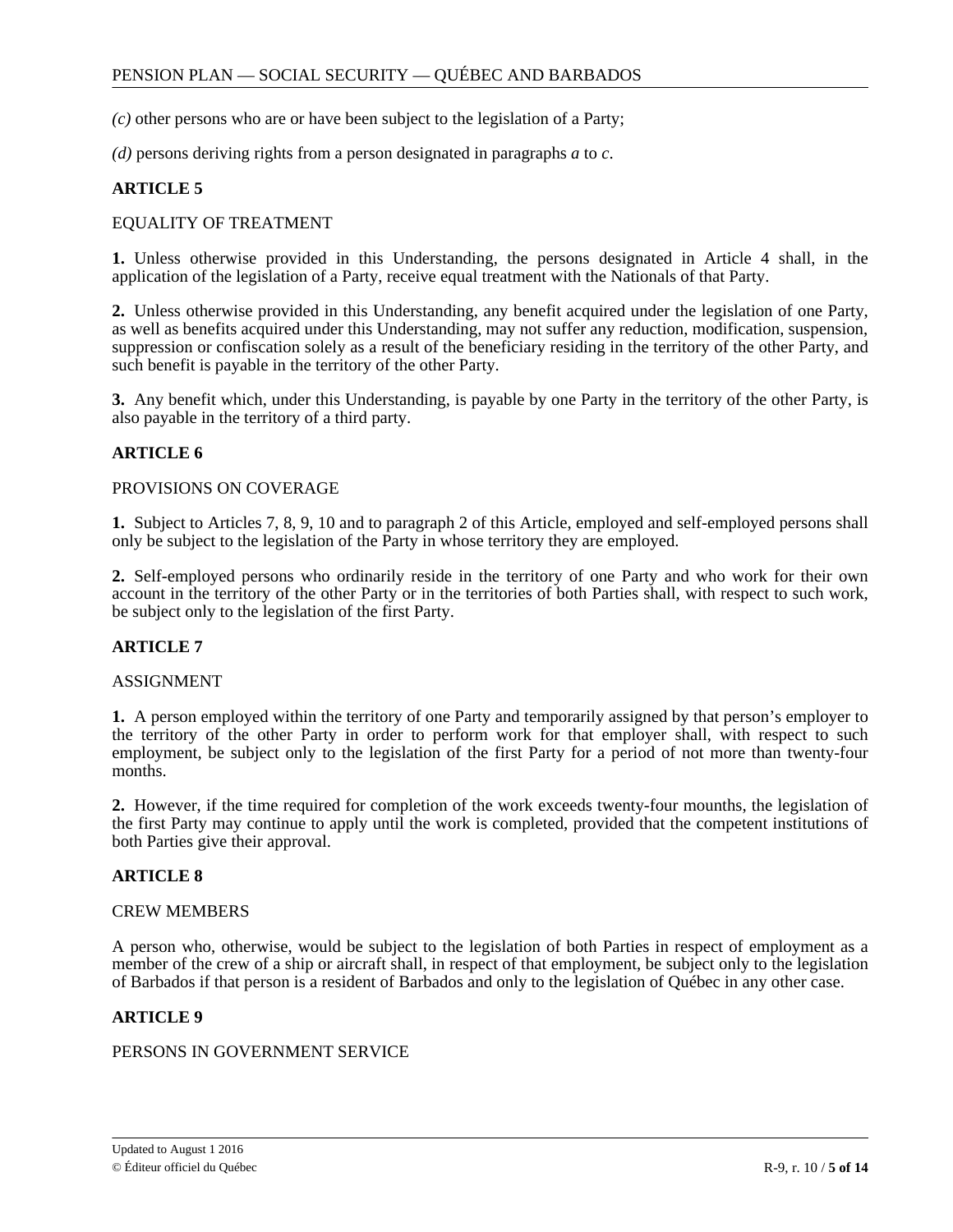*(c)* other persons who are or have been subject to the legislation of a Party;

*(d)* persons deriving rights from a person designated in paragraphs *a* to *c*.

**ARTICLE 5**

EQUALITY OF TREATMENT

**1.** Unless otherwise provided in this Understanding, the persons designated in Article 4 shall, in the application of the legislation of a Party, receive equal treatment with the Nationals of that Party.

**2.** Unless otherwise provided in this Understanding, any benefit acquired under the legislation of one Party, as well as benefits acquired under this Understanding, may not suffer any reduction, modification, suspension, suppression or confiscation solely as a result of the beneficiary residing in the territory of the other Party, and such benefit is payable in the territory of the other Party.

**3.** Any benefit which, under this Understanding, is payable by one Party in the territory of the other Party, is also payable in the territory of a third party.

**ARTICLE 6**

PROVISIONS ON COVERAGE

**1.** Subject to Articles 7, 8, 9, 10 and to paragraph 2 of this Article, employed and self-employed persons shall only be subject to the legislation of the Party in whose territory they are employed.

**2.** Self-employed persons who ordinarily reside in the territory of one Party and who work for their own account in the territory of the other Party or in the territories of both Parties shall, with respect to such work, be subject only to the legislation of the first Party.

**ARTICLE 7**

ASSIGNMENT

**1.** A person employed within the territory of one Party and temporarily assigned by that person's employer to the territory of the other Party in order to perform work for that employer shall, with respect to such employment, be subject only to the legislation of the first Party for a period of not more than twenty-four months.

**2.** However, if the time required for completion of the work exceeds twenty-four mounths, the legislation of the first Party may continue to apply until the work is completed, provided that the competent institutions of both Parties give their approval.

**ARTICLE 8**

CREW MEMBERS

A person who, otherwise, would be subject to the legislation of both Parties in respect of employment as a member of the crew of a ship or aircraft shall, in respect of that employment, be subject only to the legislation of Barbados if that person is a resident of Barbados and only to the legislation of Québec in any other case.

**ARTICLE 9**

PERSONS IN GOVERNMENT SERVICE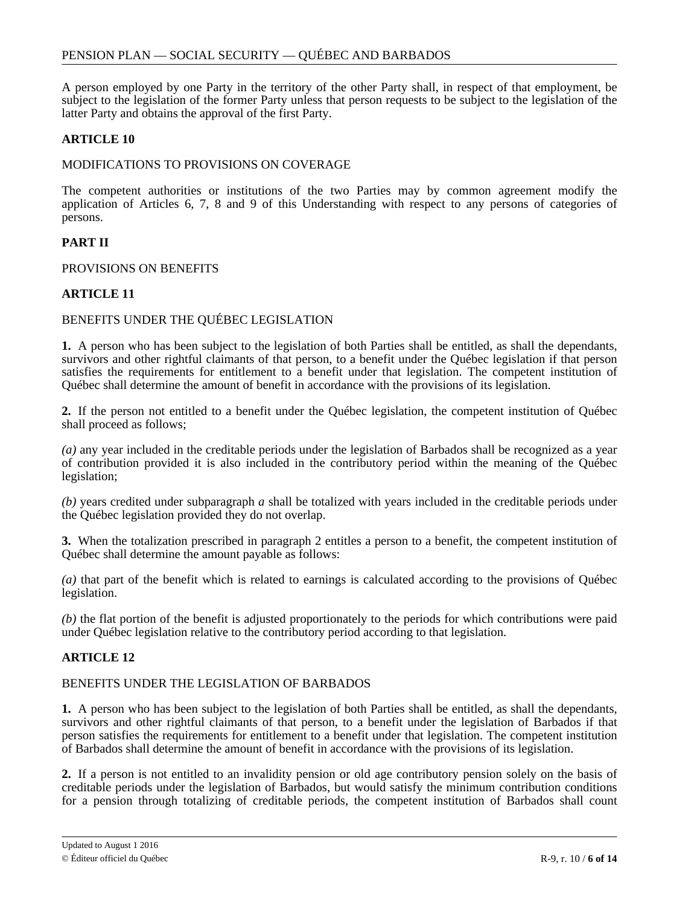A person employed by one Party in the territory of the other Party shall, in respect of that employment, be subject to the legislation of the former Party unless that person requests to be subject to the legislation of the latter Party and obtains the approval of the first Party.

**ARTICLE 10**

MODIFICATIONS TO PROVISIONS ON COVERAGE

The competent authorities or institutions of the two Parties may by common agreement modify the application of Articles 6, 7, 8 and 9 of this Understanding with respect to any persons of categories of persons.

**PART II**

PROVISIONS ON BENEFITS

**ARTICLE 11**

BENEFITS UNDER THE QUÉBEC LEGISLATION

**1.** A person who has been subject to the legislation of both Parties shall be entitled, as shall the dependants, survivors and other rightful claimants of that person, to a benefit under the Québec legislation if that person satisfies the requirements for entitlement to a benefit under that legislation. The competent institution of Québec shall determine the amount of benefit in accordance with the provisions of its legislation.

**2.** If the person not entitled to a benefit under the Québec legislation, the competent institution of Québec shall proceed as follows;

*(a)* any year included in the creditable periods under the legislation of Barbados shall be recognized as a year of contribution provided it is also included in the contributory period within the meaning of the Québec legislation;

*(b)* years credited under subparagraph *a* shall be totalized with years included in the creditable periods under the Québec legislation provided they do not overlap.

**3.** When the totalization prescribed in paragraph 2 entitles a person to a benefit, the competent institution of Québec shall determine the amount payable as follows:

*(a)* that part of the benefit which is related to earnings is calculated according to the provisions of Québec legislation.

*(b)* the flat portion of the benefit is adjusted proportionately to the periods for which contributions were paid under Québec legislation relative to the contributory period according to that legislation.

**ARTICLE 12**

BENEFITS UNDER THE LEGISLATION OF BARBADOS

**1.** A person who has been subject to the legislation of both Parties shall be entitled, as shall the dependants, survivors and other rightful claimants of that person, to a benefit under the legislation of Barbados if that person satisfies the requirements for entitlement to a benefit under that legislation. The competent institution of Barbados shall determine the amount of benefit in accordance with the provisions of its legislation.

**2.** If a person is not entitled to an invalidity pension or old age contributory pension solely on the basis of creditable periods under the legislation of Barbados, but would satisfy the minimum contribution conditions for a pension through totalizing of creditable periods, the competent institution of Barbados shall count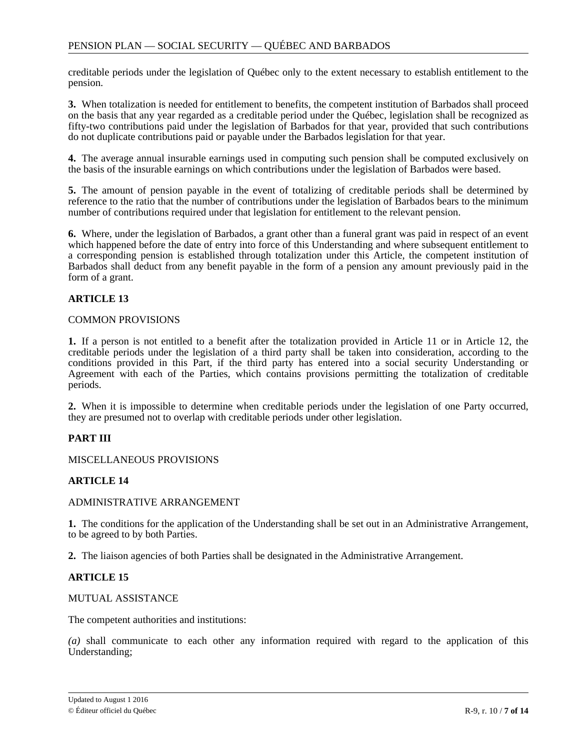creditable periods under the legislation of Québec only to the extent necessary to establish entitlement to the pension.

**3.** When totalization is needed for entitlement to benefits, the competent institution of Barbados shall proceed on the basis that any year regarded as a creditable period under the Québec, legislation shall be recognized as fifty-two contributions paid under the legislation of Barbados for that year, provided that such contributions do not duplicate contributions paid or payable under the Barbados legislation for that year.

**4.** The average annual insurable earnings used in computing such pension shall be computed exclusively on the basis of the insurable earnings on which contributions under the legislation of Barbados were based.

**5.** The amount of pension payable in the event of totalizing of creditable periods shall be determined by reference to the ratio that the number of contributions under the legislation of Barbados bears to the minimum number of contributions required under that legislation for entitlement to the relevant pension.

**6.** Where, under the legislation of Barbados, a grant other than a funeral grant was paid in respect of an event which happened before the date of entry into force of this Understanding and where subsequent entitlement to a corresponding pension is established through totalization under this Article, the competent institution of Barbados shall deduct from any benefit payable in the form of a pension any amount previously paid in the form of a grant.

**ARTICLE 13**

COMMON PROVISIONS

**1.** If a person is not entitled to a benefit after the totalization provided in Article 11 or in Article 12, the creditable periods under the legislation of a third party shall be taken into consideration, according to the conditions provided in this Part, if the third party has entered into a social security Understanding or Agreement with each of the Parties, which contains provisions permitting the totalization of creditable periods.

**2.** When it is impossible to determine when creditable periods under the legislation of one Party occurred, they are presumed not to overlap with creditable periods under other legislation.

**PART III**

MISCELLANEOUS PROVISIONS

**ARTICLE 14**

ADMINISTRATIVE ARRANGEMENT

**1.** The conditions for the application of the Understanding shall be set out in an Administrative Arrangement, to be agreed to by both Parties.

**2.** The liaison agencies of both Parties shall be designated in the Administrative Arrangement.

**ARTICLE 15**

MUTUAL ASSISTANCE

The competent authorities and institutions:

*(a)* shall communicate to each other any information required with regard to the application of this Understanding;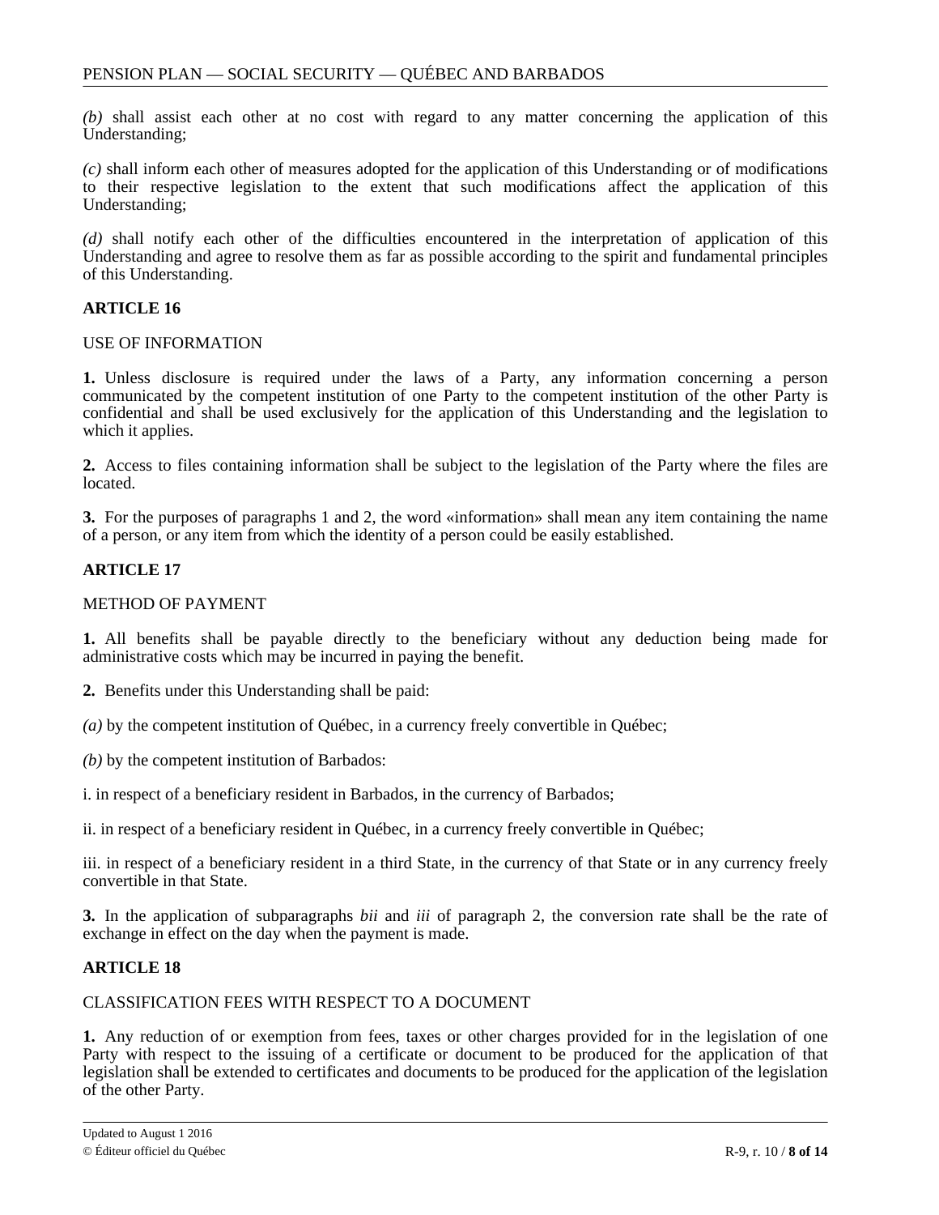*(b)* shall assist each other at no cost with regard to any matter concerning the application of this Understanding;

*(c)* shall inform each other of measures adopted for the application of this Understanding or of modifications to their respective legislation to the extent that such modifications affect the application of this Understanding;

*(d)* shall notify each other of the difficulties encountered in the interpretation of application of this Understanding and agree to resolve them as far as possible according to the spirit and fundamental principles of this Understanding.

**ARTICLE 16**

USE OF INFORMATION

**1.** Unless disclosure is required under the laws of a Party, any information concerning a person communicated by the competent institution of one Party to the competent institution of the other Party is confidential and shall be used exclusively for the application of this Understanding and the legislation to which it applies.

**2.** Access to files containing information shall be subject to the legislation of the Party where the files are located.

**3.** For the purposes of paragraphs 1 and 2, the word «information» shall mean any item containing the name of a person, or any item from which the identity of a person could be easily established.

**ARTICLE 17**

METHOD OF PAYMENT

**1.** All benefits shall be payable directly to the beneficiary without any deduction being made for administrative costs which may be incurred in paying the benefit.

**2.** Benefits under this Understanding shall be paid:

*(a)* by the competent institution of Québec, in a currency freely convertible in Québec;

*(b)* by the competent institution of Barbados:

i. in respect of a beneficiary resident in Barbados, in the currency of Barbados;

ii. in respect of a beneficiary resident in Québec, in a currency freely convertible in Québec;

iii. in respect of a beneficiary resident in a third State, in the currency of that State or in any currency freely convertible in that State.

**3.** In the application of subparagraphs *bii* and *iii* of paragraph 2, the conversion rate shall be the rate of exchange in effect on the day when the payment is made.

**ARTICLE 18**

CLASSIFICATION FEES WITH RESPECT TO A DOCUMENT

**1.** Any reduction of or exemption from fees, taxes or other charges provided for in the legislation of one Party with respect to the issuing of a certificate or document to be produced for the application of that legislation shall be extended to certificates and documents to be produced for the application of the legislation of the other Party.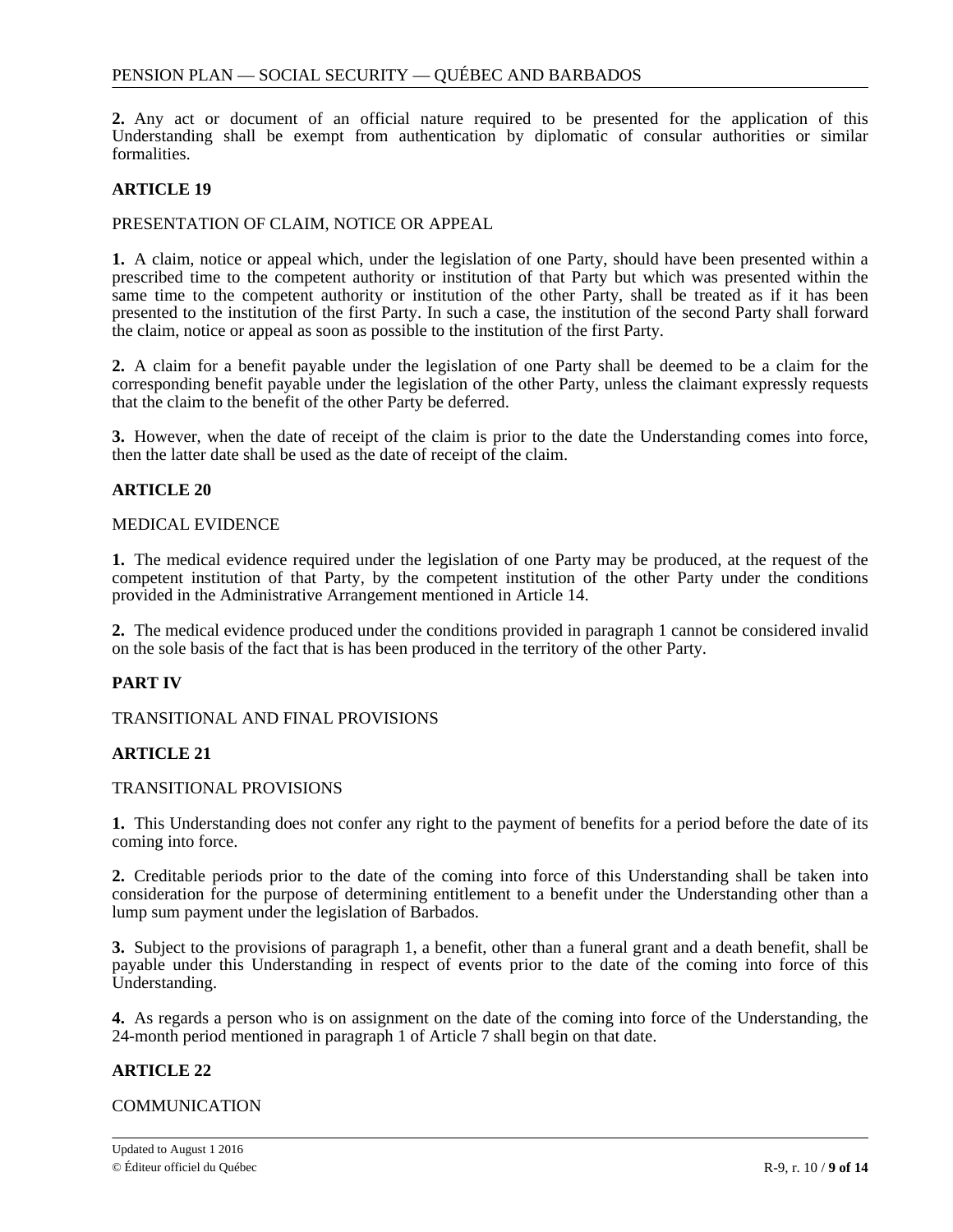**2.** Any act or document of an official nature required to be presented for the application of this Understanding shall be exempt from authentication by diplomatic of consular authorities or similar formalities.

**ARTICLE 19**

PRESENTATION OF CLAIM, NOTICE OR APPEAL

**1.** A claim, notice or appeal which, under the legislation of one Party, should have been presented within a prescribed time to the competent authority or institution of that Party but which was presented within the same time to the competent authority or institution of the other Party, shall be treated as if it has been presented to the institution of the first Party. In such a case, the institution of the second Party shall forward the claim, notice or appeal as soon as possible to the institution of the first Party.

**2.** A claim for a benefit payable under the legislation of one Party shall be deemed to be a claim for the corresponding benefit payable under the legislation of the other Party, unless the claimant expressly requests that the claim to the benefit of the other Party be deferred.

**3.** However, when the date of receipt of the claim is prior to the date the Understanding comes into force, then the latter date shall be used as the date of receipt of the claim.

**ARTICLE 20**

MEDICAL EVIDENCE

**1.** The medical evidence required under the legislation of one Party may be produced, at the request of the competent institution of that Party, by the competent institution of the other Party under the conditions provided in the Administrative Arrangement mentioned in Article 14.

**2.** The medical evidence produced under the conditions provided in paragraph 1 cannot be considered invalid on the sole basis of the fact that is has been produced in the territory of the other Party.

**PART IV**

TRANSITIONAL AND FINAL PROVISIONS

**ARTICLE 21**

TRANSITIONAL PROVISIONS

**1.** This Understanding does not confer any right to the payment of benefits for a period before the date of its coming into force.

**2.** Creditable periods prior to the date of the coming into force of this Understanding shall be taken into consideration for the purpose of determining entitlement to a benefit under the Understanding other than a lump sum payment under the legislation of Barbados.

**3.** Subject to the provisions of paragraph 1, a benefit, other than a funeral grant and a death benefit, shall be payable under this Understanding in respect of events prior to the date of the coming into force of this Understanding.

**4.** As regards a person who is on assignment on the date of the coming into force of the Understanding, the 24-month period mentioned in paragraph 1 of Article 7 shall begin on that date.

**ARTICLE 22**

COMMUNICATION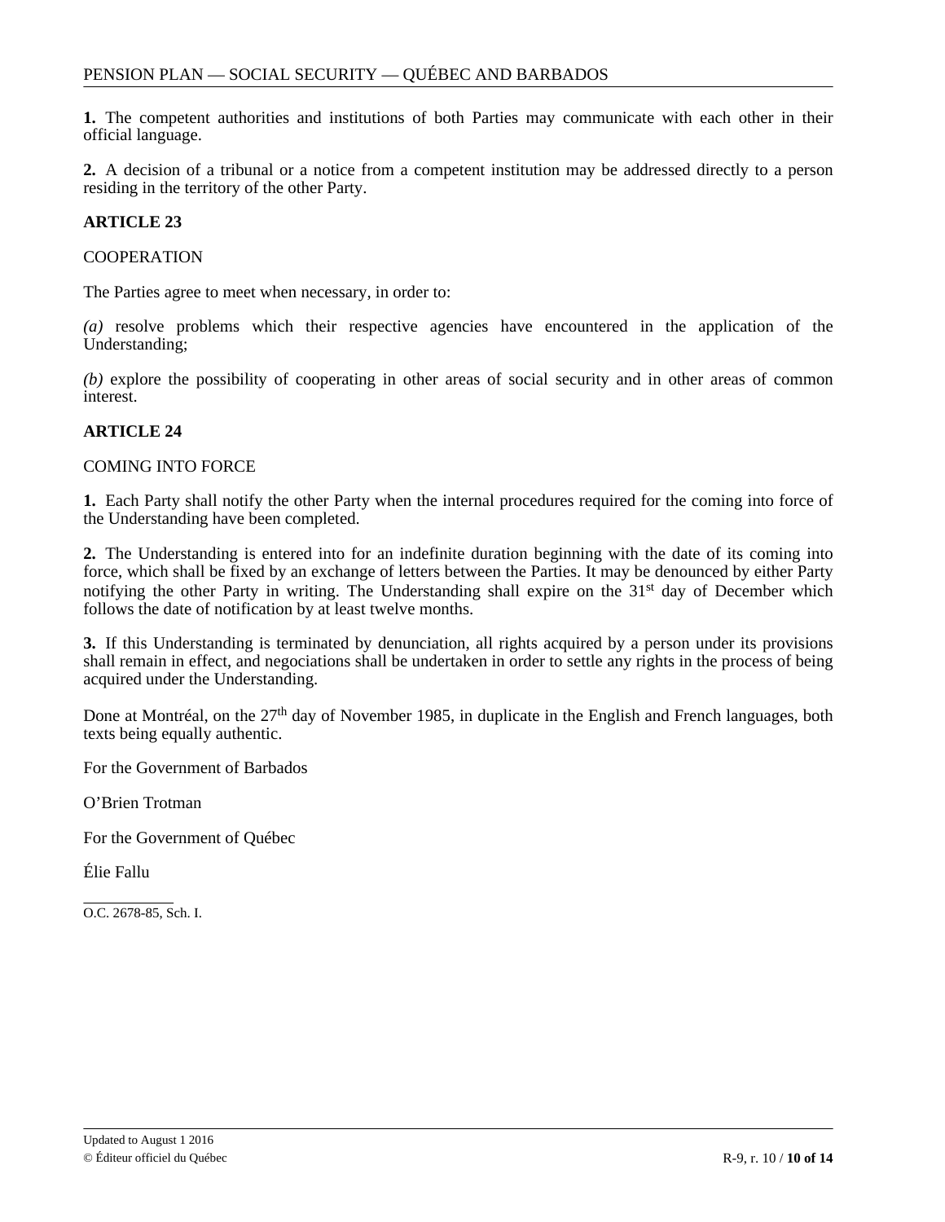**1.** The competent authorities and institutions of both Parties may communicate with each other in their official language.

**2.** A decision of a tribunal or a notice from a competent institution may be addressed directly to a person residing in the territory of the other Party.

**ARTICLE 23**

COOPERATION

The Parties agree to meet when necessary, in order to:

*(a)* resolve problems which their respective agencies have encountered in the application of the Understanding;

*(b)* explore the possibility of cooperating in other areas of social security and in other areas of common interest.

**ARTICLE 24**

COMING INTO FORCE

**1.** Each Party shall notify the other Party when the internal procedures required for the coming into force of the Understanding have been completed.

**2.** The Understanding is entered into for an indefinite duration beginning with the date of its coming into force, which shall be fixed by an exchange of letters between the Parties. It may be denounced by either Party notifying the other Party in writing. The Understanding shall expire on the 31st day of December which follows the date of notification by at least twelve months.

**3.** If this Understanding is terminated by denunciation, all rights acquired by a person under its provisions shall remain in effect, and negociations shall be undertaken in order to settle any rights in the process of being acquired under the Understanding.

Done at Montréal, on the 27th day of November 1985, in duplicate in the English and French languages, both texts being equally authentic.

For the Government of Barbados

O'Brien Trotman

For the Government of Québec

Élie Fallu

O.C. 2678-85, Sch. I.